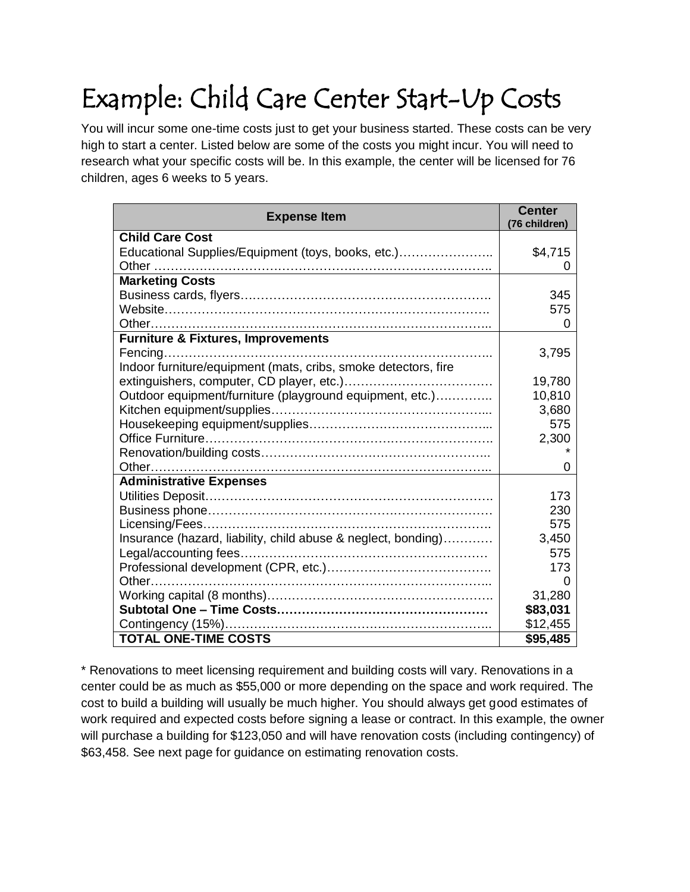# Example: Child Care Center Start-Up Costs

You will incur some one-time costs just to get your business started. These costs can be very high to start a center. Listed below are some of the costs you might incur. You will need to research what your specific costs will be. In this example, the center will be licensed for 76 children, ages 6 weeks to 5 years.

| Expense Item | Center (76 children) |
|---|---|
| **Child Care Cost** | |
| Educational Supplies/Equipment (toys, books, etc.) | $4,715 |
| Other | 0 |
| **Marketing Costs** | |
| Business cards, flyers | 345 |
| Website | 575 |
| Other | 0 |
| **Furniture & Fixtures, Improvements** | |
| Fencing | 3,795 |
| Indoor furniture/equipment (mats, cribs, smoke detectors, fire extinguishers, computer, CD player, etc.) | 19,780 |
| Outdoor equipment/furniture (playground equipment, etc.) | 10,810 |
| Kitchen equipment/supplies | 3,680 |
| Housekeeping equipment/supplies | 575 |
| Office Furniture | 2,300 |
| Renovation/building costs | * |
| Other | 0 |
| **Administrative Expenses** | |
| Utilities Deposit | 173 |
| Business phone | 230 |
| Licensing/Fees | 575 |
| Insurance (hazard, liability, child abuse & neglect, bonding) | 3,450 |
| Legal/accounting fees | 575 |
| Professional development (CPR, etc.) | 173 |
| Other | 0 |
| Working capital (8 months) | 31,280 |
| **Subtotal One – Time Costs** | **$83,031** |
| Contingency (15%) | $12,455 |
| **TOTAL ONE-TIME COSTS** | **$95,485** |

* Renovations to meet licensing requirement and building costs will vary. Renovations in a center could be as much as $55,000 or more depending on the space and work required. The cost to build a building will usually be much higher. You should always get good estimates of work required and expected costs before signing a lease or contract. In this example, the owner will purchase a building for $123,050 and will have renovation costs (including contingency) of $63,458. See next page for guidance on estimating renovation costs.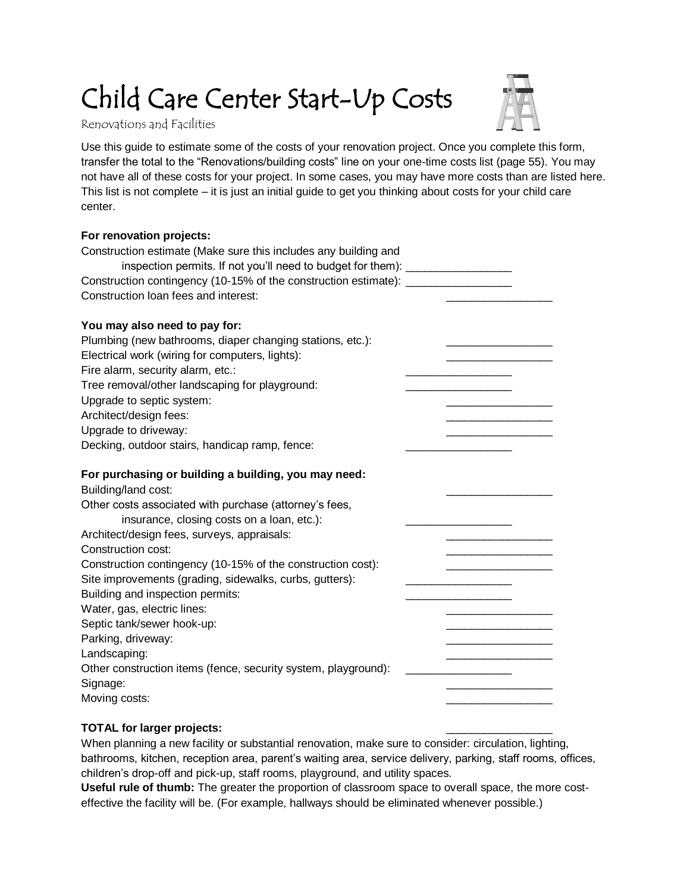# Child Care Center Start-Up Costs

Renovations and Facilities

Use this guide to estimate some of the costs of your renovation project. Once you complete this form, transfer the total to the "Renovations/building costs" line on your one-time costs list (page 55). You may not have all of these costs for your project. In some cases, you may have more costs than are listed here. This list is not complete – it is just an initial guide to get you thinking about costs for your child care center.

**For renovation projects:**

Construction estimate (Make sure this includes any building and inspection permits. If not you'll need to budget for them): _________________

Construction contingency (10-15% of the construction estimate): _________________

Construction loan fees and interest: _________________

**You may also need to pay for:**

Plumbing (new bathrooms, diaper changing stations, etc.): _________________

Electrical work (wiring for computers, lights): _________________

Fire alarm, security alarm, etc.: _________________

Tree removal/other landscaping for playground: _________________

Upgrade to septic system: _________________

Architect/design fees: _________________

Upgrade to driveway: _________________

Decking, outdoor stairs, handicap ramp, fence: _________________

**For purchasing or building a building, you may need:**

Building/land cost: _________________

Other costs associated with purchase (attorney's fees, insurance, closing costs on a loan, etc.): _________________

Architect/design fees, surveys, appraisals: _________________

Construction cost: _________________

Construction contingency (10-15% of the construction cost): _________________

Site improvements (grading, sidewalks, curbs, gutters): _________________

Building and inspection permits: _________________

Water, gas, electric lines: _________________

Septic tank/sewer hook-up: _________________

Parking, driveway: _________________

Landscaping: _________________

Other construction items (fence, security system, playground): _________________

Signage: _________________

Moving costs: _________________

**TOTAL for larger projects:** _________________

When planning a new facility or substantial renovation, make sure to consider: circulation, lighting, bathrooms, kitchen, reception area, parent's waiting area, service delivery, parking, staff rooms, offices, children's drop-off and pick-up, staff rooms, playground, and utility spaces.

**Useful rule of thumb:** The greater the proportion of classroom space to overall space, the more cost-effective the facility will be. (For example, hallways should be eliminated whenever possible.)